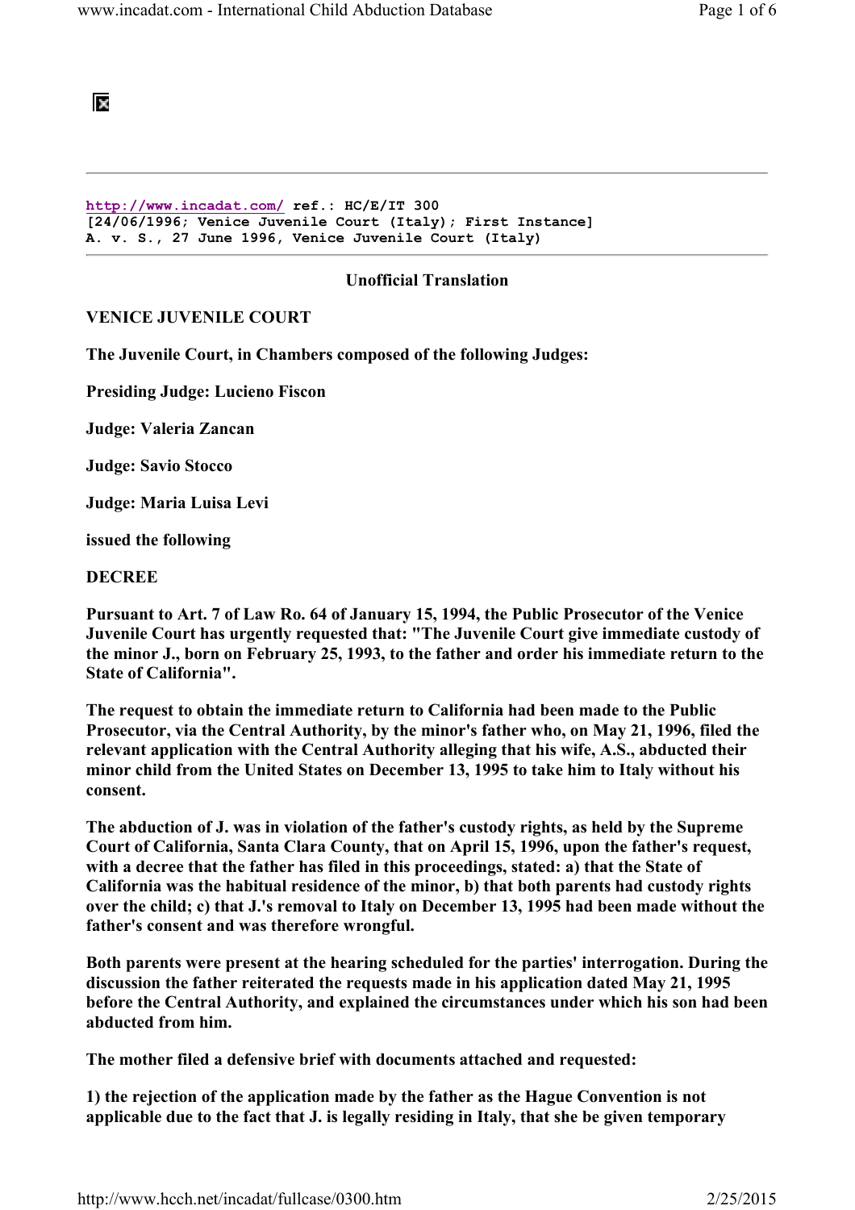http://www.incadat.com/ **ref.: HC/E/IT 300**
**[24/06/1996; Venice Juvenile Court (Italy); First Instance]**
**A. v. S., 27 June 1996, Venice Juvenile Court (Italy)**

---

**Unofficial Translation**

**VENICE JUVENILE COURT**

**The Juvenile Court, in Chambers composed of the following Judges:**

**Presiding Judge: Lucieno Fiscon**

**Judge: Valeria Zancan**

**Judge: Savio Stocco**

**Judge: Maria Luisa Levi**

**issued the following**

**DECREE**

**Pursuant to Art. 7 of Law Ro. 64 of January 15, 1994, the Public Prosecutor of the Venice Juvenile Court has urgently requested that: "The Juvenile Court give immediate custody of the minor J., born on February 25, 1993, to the father and order his immediate return to the State of California".**

**The request to obtain the immediate return to California had been made to the Public Prosecutor, via the Central Authority, by the minor's father who, on May 21, 1996, filed the relevant application with the Central Authority alleging that his wife, A.S., abducted their minor child from the United States on December 13, 1995 to take him to Italy without his consent.**

**The abduction of J. was in violation of the father's custody rights, as held by the Supreme Court of California, Santa Clara County, that on April 15, 1996, upon the father's request, with a decree that the father has filed in this proceedings, stated: a) that the State of California was the habitual residence of the minor, b) that both parents had custody rights over the child; c) that J.'s removal to Italy on December 13, 1995 had been made without the father's consent and was therefore wrongful.**

**Both parents were present at the hearing scheduled for the parties' interrogation. During the discussion the father reiterated the requests made in his application dated May 21, 1995 before the Central Authority, and explained the circumstances under which his son had been abducted from him.**

**The mother filed a defensive brief with documents attached and requested:**

**1) the rejection of the application made by the father as the Hague Convention is not applicable due to the fact that J. is legally residing in Italy, that she be given temporary**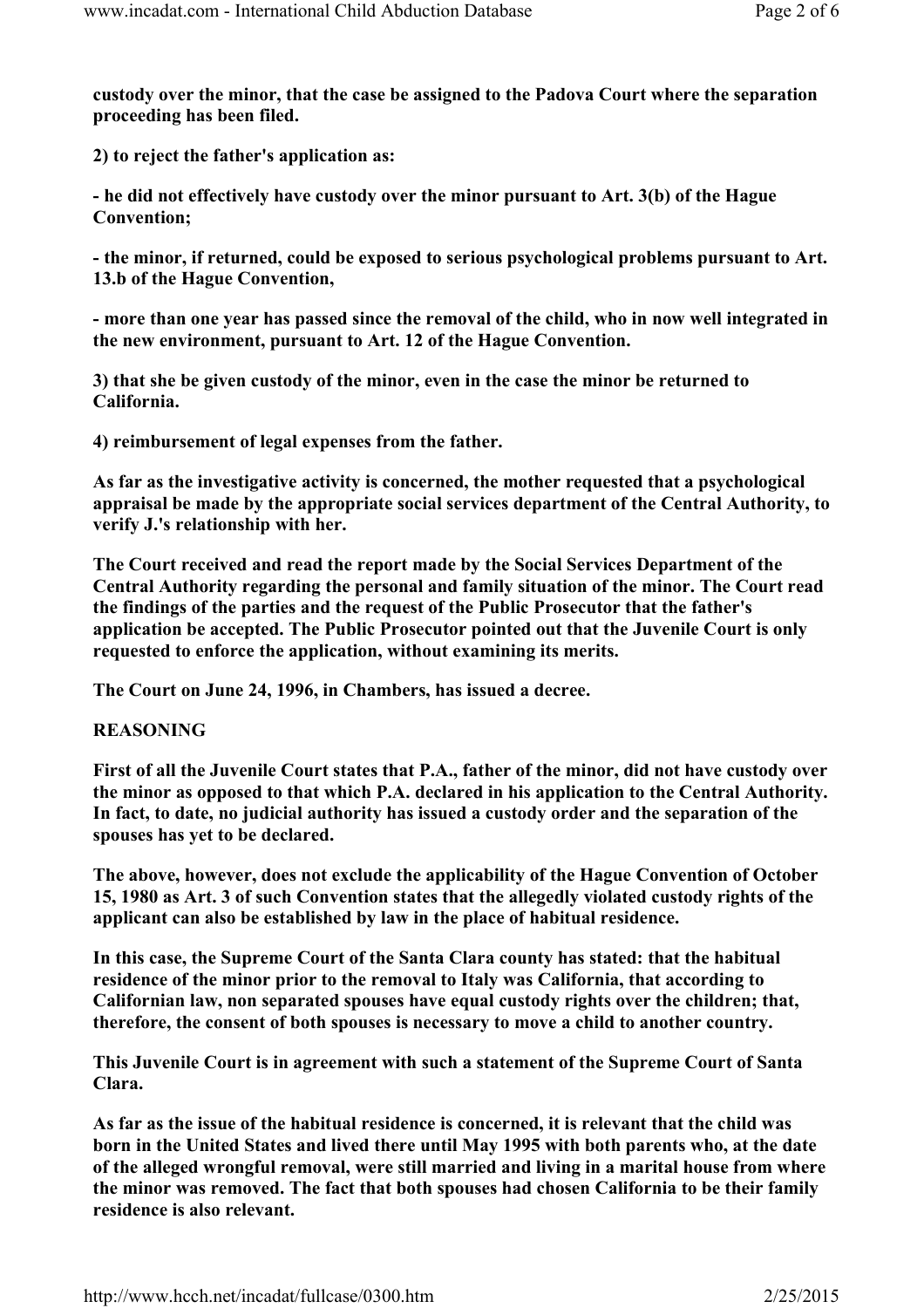**custody over the minor, that the case be assigned to the Padova Court where the separation proceeding has been filed.**

**2) to reject the father's application as:**

**- he did not effectively have custody over the minor pursuant to Art. 3(b) of the Hague Convention;**

**- the minor, if returned, could be exposed to serious psychological problems pursuant to Art. 13.b of the Hague Convention,**

**- more than one year has passed since the removal of the child, who in now well integrated in the new environment, pursuant to Art. 12 of the Hague Convention.**

**3) that she be given custody of the minor, even in the case the minor be returned to California.**

**4) reimbursement of legal expenses from the father.**

**As far as the investigative activity is concerned, the mother requested that a psychological appraisal be made by the appropriate social services department of the Central Authority, to verify J.'s relationship with her.**

**The Court received and read the report made by the Social Services Department of the Central Authority regarding the personal and family situation of the minor. The Court read the findings of the parties and the request of the Public Prosecutor that the father's application be accepted. The Public Prosecutor pointed out that the Juvenile Court is only requested to enforce the application, without examining its merits.**

**The Court on June 24, 1996, in Chambers, has issued a decree.**

**REASONING**

**First of all the Juvenile Court states that P.A., father of the minor, did not have custody over the minor as opposed to that which P.A. declared in his application to the Central Authority. In fact, to date, no judicial authority has issued a custody order and the separation of the spouses has yet to be declared.**

**The above, however, does not exclude the applicability of the Hague Convention of October 15, 1980 as Art. 3 of such Convention states that the allegedly violated custody rights of the applicant can also be established by law in the place of habitual residence.**

**In this case, the Supreme Court of the Santa Clara county has stated: that the habitual residence of the minor prior to the removal to Italy was California, that according to Californian law, non separated spouses have equal custody rights over the children; that, therefore, the consent of both spouses is necessary to move a child to another country.**

**This Juvenile Court is in agreement with such a statement of the Supreme Court of Santa Clara.**

**As far as the issue of the habitual residence is concerned, it is relevant that the child was born in the United States and lived there until May 1995 with both parents who, at the date of the alleged wrongful removal, were still married and living in a marital house from where the minor was removed. The fact that both spouses had chosen California to be their family residence is also relevant.**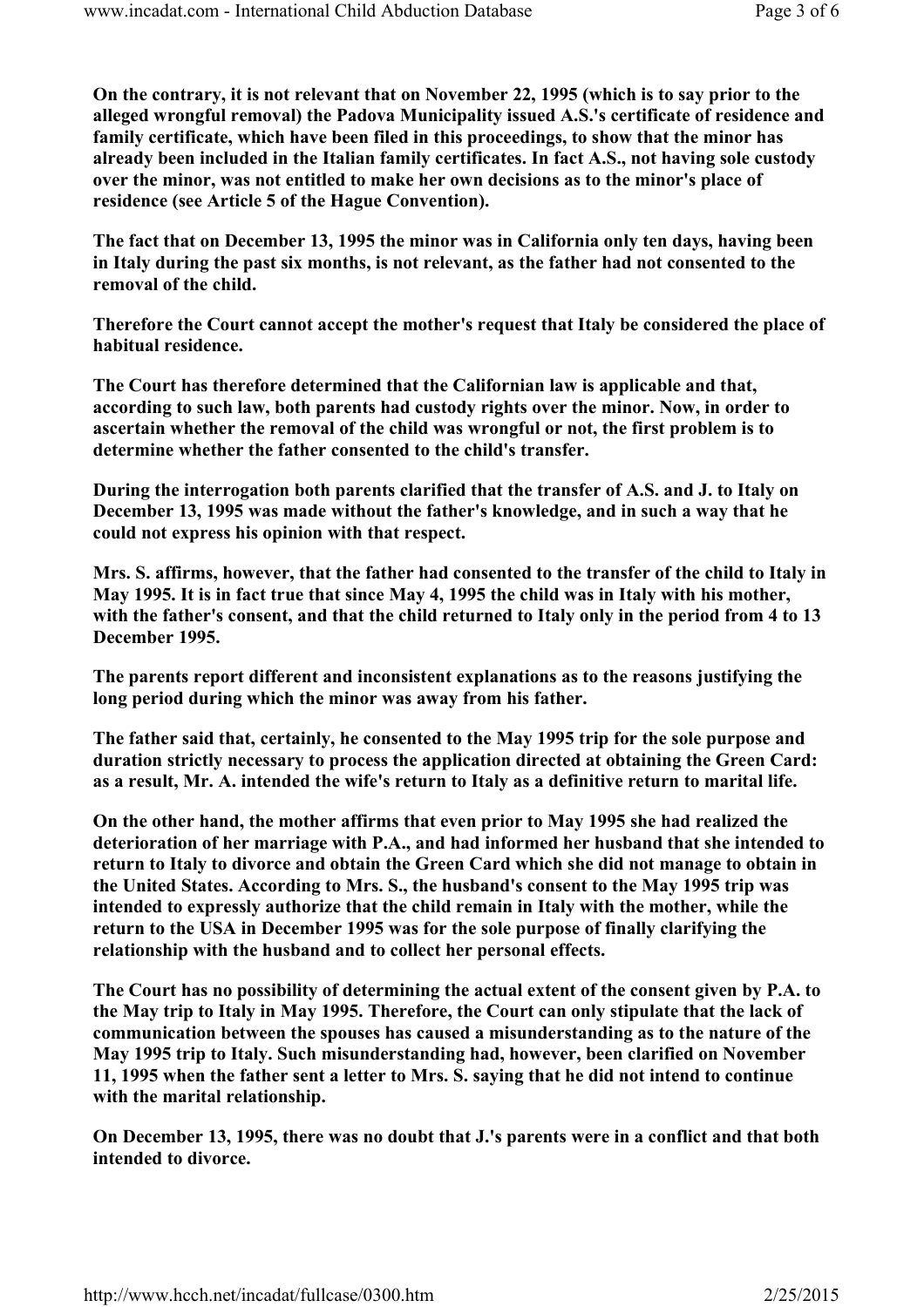**On the contrary, it is not relevant that on November 22, 1995 (which is to say prior to the alleged wrongful removal) the Padova Municipality issued A.S.'s certificate of residence and family certificate, which have been filed in this proceedings, to show that the minor has already been included in the Italian family certificates. In fact A.S., not having sole custody over the minor, was not entitled to make her own decisions as to the minor's place of residence (see Article 5 of the Hague Convention).**

**The fact that on December 13, 1995 the minor was in California only ten days, having been in Italy during the past six months, is not relevant, as the father had not consented to the removal of the child.**

**Therefore the Court cannot accept the mother's request that Italy be considered the place of habitual residence.**

**The Court has therefore determined that the Californian law is applicable and that, according to such law, both parents had custody rights over the minor. Now, in order to ascertain whether the removal of the child was wrongful or not, the first problem is to determine whether the father consented to the child's transfer.**

**During the interrogation both parents clarified that the transfer of A.S. and J. to Italy on December 13, 1995 was made without the father's knowledge, and in such a way that he could not express his opinion with that respect.**

**Mrs. S. affirms, however, that the father had consented to the transfer of the child to Italy in May 1995. It is in fact true that since May 4, 1995 the child was in Italy with his mother, with the father's consent, and that the child returned to Italy only in the period from 4 to 13 December 1995.**

**The parents report different and inconsistent explanations as to the reasons justifying the long period during which the minor was away from his father.**

**The father said that, certainly, he consented to the May 1995 trip for the sole purpose and duration strictly necessary to process the application directed at obtaining the Green Card: as a result, Mr. A. intended the wife's return to Italy as a definitive return to marital life.**

**On the other hand, the mother affirms that even prior to May 1995 she had realized the deterioration of her marriage with P.A., and had informed her husband that she intended to return to Italy to divorce and obtain the Green Card which she did not manage to obtain in the United States. According to Mrs. S., the husband's consent to the May 1995 trip was intended to expressly authorize that the child remain in Italy with the mother, while the return to the USA in December 1995 was for the sole purpose of finally clarifying the relationship with the husband and to collect her personal effects.**

**The Court has no possibility of determining the actual extent of the consent given by P.A. to the May trip to Italy in May 1995. Therefore, the Court can only stipulate that the lack of communication between the spouses has caused a misunderstanding as to the nature of the May 1995 trip to Italy. Such misunderstanding had, however, been clarified on November 11, 1995 when the father sent a letter to Mrs. S. saying that he did not intend to continue with the marital relationship.**

**On December 13, 1995, there was no doubt that J.'s parents were in a conflict and that both intended to divorce.**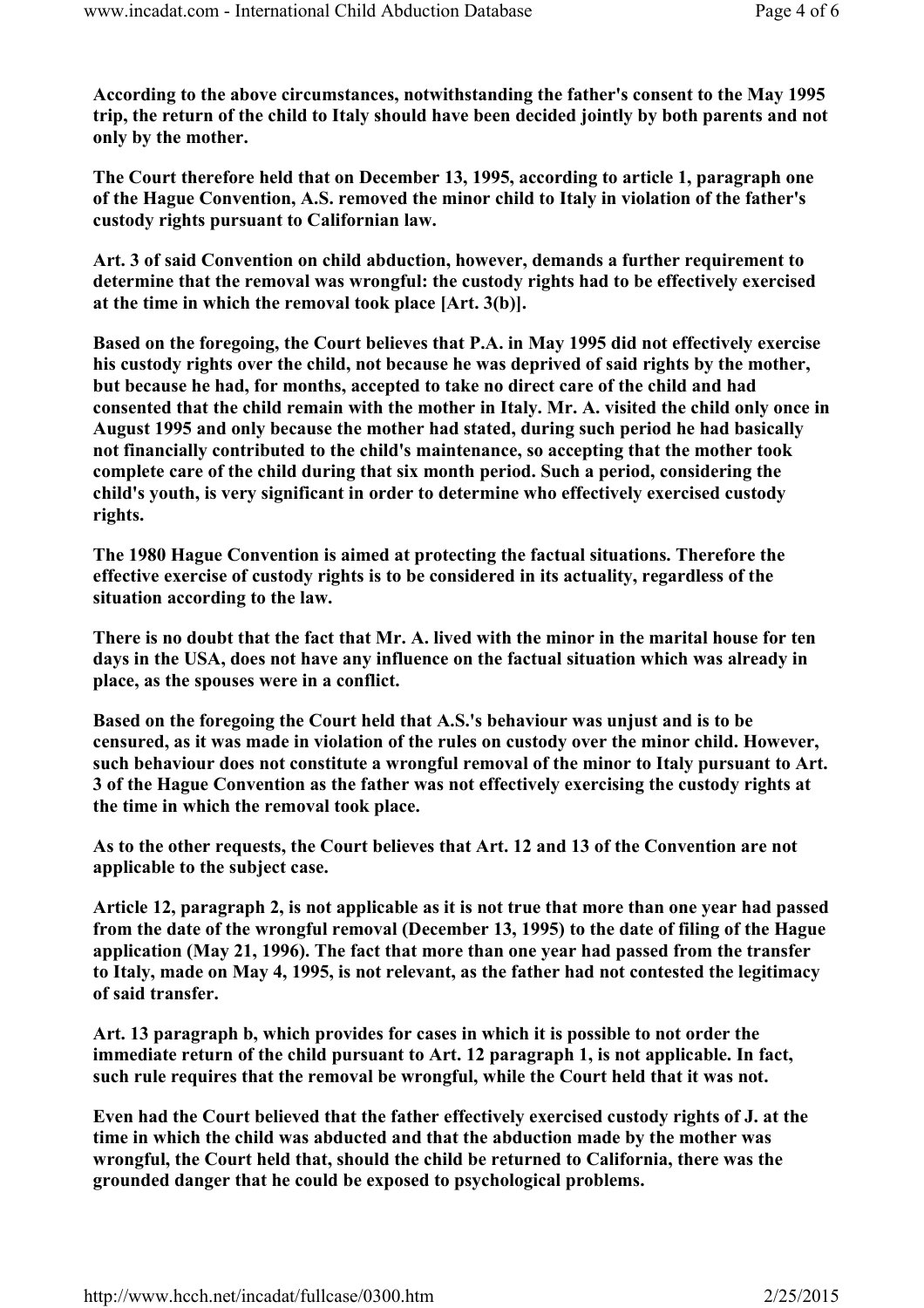**According to the above circumstances, notwithstanding the father's consent to the May 1995 trip, the return of the child to Italy should have been decided jointly by both parents and not only by the mother.**

**The Court therefore held that on December 13, 1995, according to article 1, paragraph one of the Hague Convention, A.S. removed the minor child to Italy in violation of the father's custody rights pursuant to Californian law.**

**Art. 3 of said Convention on child abduction, however, demands a further requirement to determine that the removal was wrongful: the custody rights had to be effectively exercised at the time in which the removal took place [Art. 3(b)].**

**Based on the foregoing, the Court believes that P.A. in May 1995 did not effectively exercise his custody rights over the child, not because he was deprived of said rights by the mother, but because he had, for months, accepted to take no direct care of the child and had consented that the child remain with the mother in Italy. Mr. A. visited the child only once in August 1995 and only because the mother had stated, during such period he had basically not financially contributed to the child's maintenance, so accepting that the mother took complete care of the child during that six month period. Such a period, considering the child's youth, is very significant in order to determine who effectively exercised custody rights.**

**The 1980 Hague Convention is aimed at protecting the factual situations. Therefore the effective exercise of custody rights is to be considered in its actuality, regardless of the situation according to the law.**

**There is no doubt that the fact that Mr. A. lived with the minor in the marital house for ten days in the USA, does not have any influence on the factual situation which was already in place, as the spouses were in a conflict.**

**Based on the foregoing the Court held that A.S.'s behaviour was unjust and is to be censured, as it was made in violation of the rules on custody over the minor child. However, such behaviour does not constitute a wrongful removal of the minor to Italy pursuant to Art. 3 of the Hague Convention as the father was not effectively exercising the custody rights at the time in which the removal took place.**

**As to the other requests, the Court believes that Art. 12 and 13 of the Convention are not applicable to the subject case.**

**Article 12, paragraph 2, is not applicable as it is not true that more than one year had passed from the date of the wrongful removal (December 13, 1995) to the date of filing of the Hague application (May 21, 1996). The fact that more than one year had passed from the transfer to Italy, made on May 4, 1995, is not relevant, as the father had not contested the legitimacy of said transfer.**

**Art. 13 paragraph b, which provides for cases in which it is possible to not order the immediate return of the child pursuant to Art. 12 paragraph 1, is not applicable. In fact, such rule requires that the removal be wrongful, while the Court held that it was not.**

**Even had the Court believed that the father effectively exercised custody rights of J. at the time in which the child was abducted and that the abduction made by the mother was wrongful, the Court held that, should the child be returned to California, there was the grounded danger that he could be exposed to psychological problems.**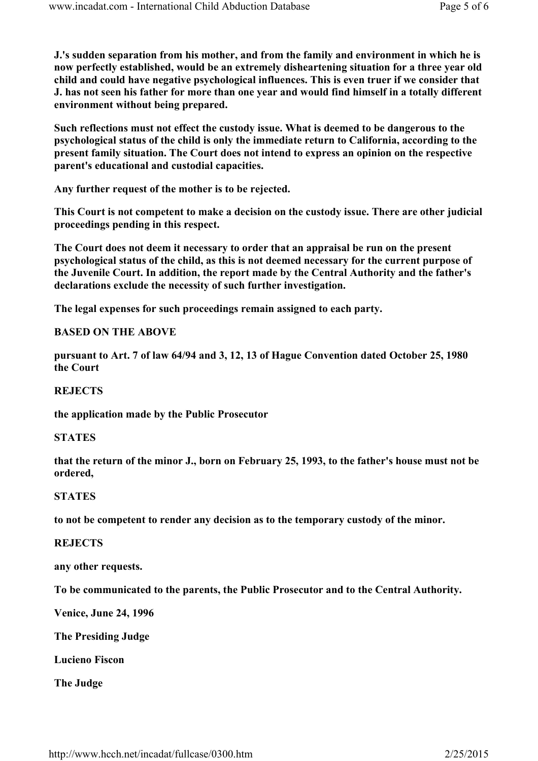**J.'s sudden separation from his mother, and from the family and environment in which he is now perfectly established, would be an extremely disheartening situation for a three year old child and could have negative psychological influences. This is even truer if we consider that J. has not seen his father for more than one year and would find himself in a totally different environment without being prepared.**

**Such reflections must not effect the custody issue. What is deemed to be dangerous to the psychological status of the child is only the immediate return to California, according to the present family situation. The Court does not intend to express an opinion on the respective parent's educational and custodial capacities.**

**Any further request of the mother is to be rejected.**

**This Court is not competent to make a decision on the custody issue. There are other judicial proceedings pending in this respect.**

**The Court does not deem it necessary to order that an appraisal be run on the present psychological status of the child, as this is not deemed necessary for the current purpose of the Juvenile Court. In addition, the report made by the Central Authority and the father's declarations exclude the necessity of such further investigation.**

**The legal expenses for such proceedings remain assigned to each party.**

**BASED ON THE ABOVE**

**pursuant to Art. 7 of law 64/94 and 3, 12, 13 of Hague Convention dated October 25, 1980 the Court**

**REJECTS**

**the application made by the Public Prosecutor**

**STATES**

**that the return of the minor J., born on February 25, 1993, to the father's house must not be ordered,**

**STATES**

**to not be competent to render any decision as to the temporary custody of the minor.**

**REJECTS**

**any other requests.**

**To be communicated to the parents, the Public Prosecutor and to the Central Authority.**

**Venice, June 24, 1996**

**The Presiding Judge**

**Lucieno Fiscon**

**The Judge**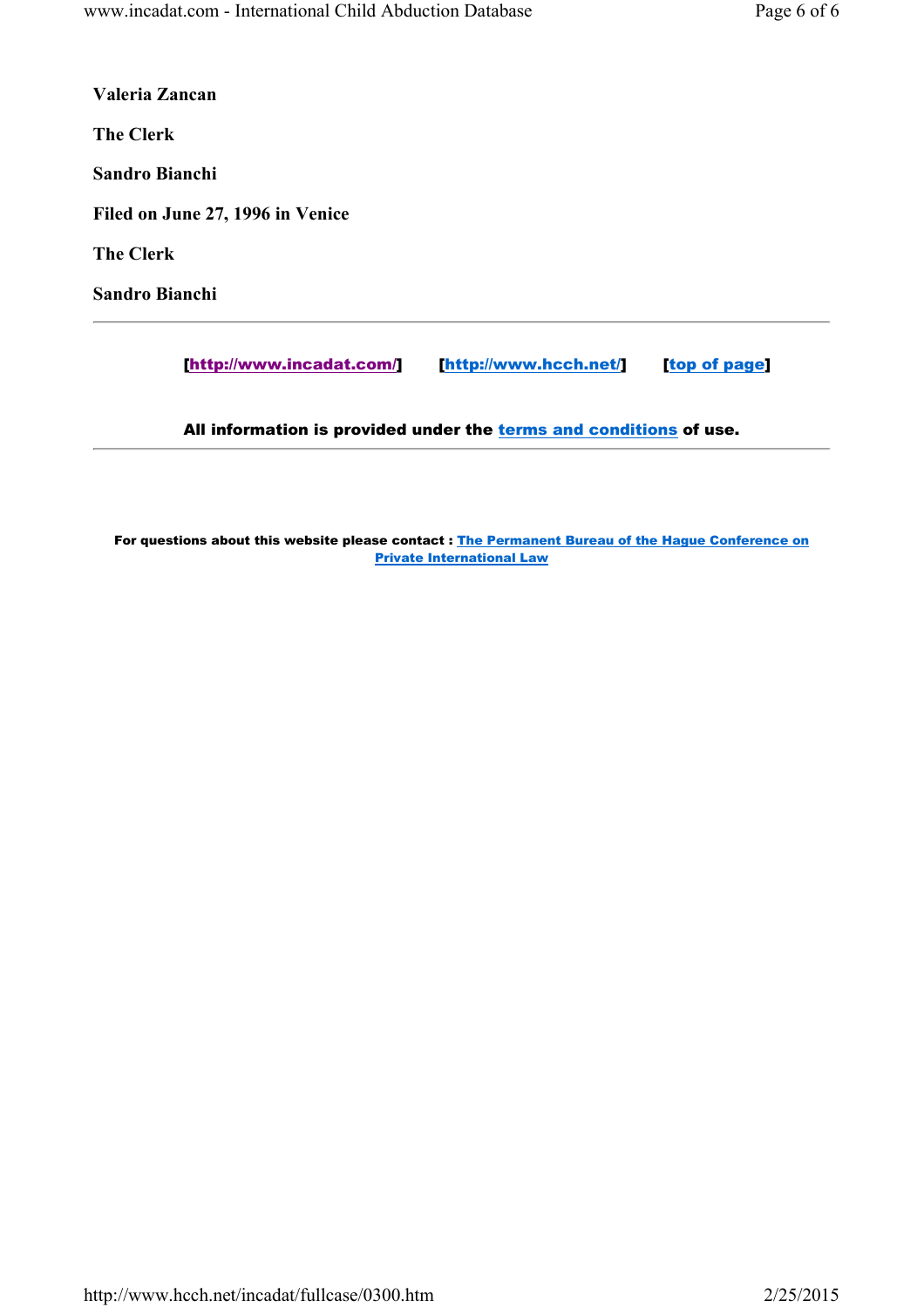**Valeria Zancan**

**The Clerk**

**Sandro Bianchi**

**Filed on June 27, 1996 in Venice**

**The Clerk**

**Sandro Bianchi**

---

**[http://www.incadat.com/]** **[http://www.hcch.net/]** **[top of page]**

**All information is provided under the terms and conditions of use.**

---

**For questions about this website please contact : The Permanent Bureau of the Hague Conference on Private International Law**